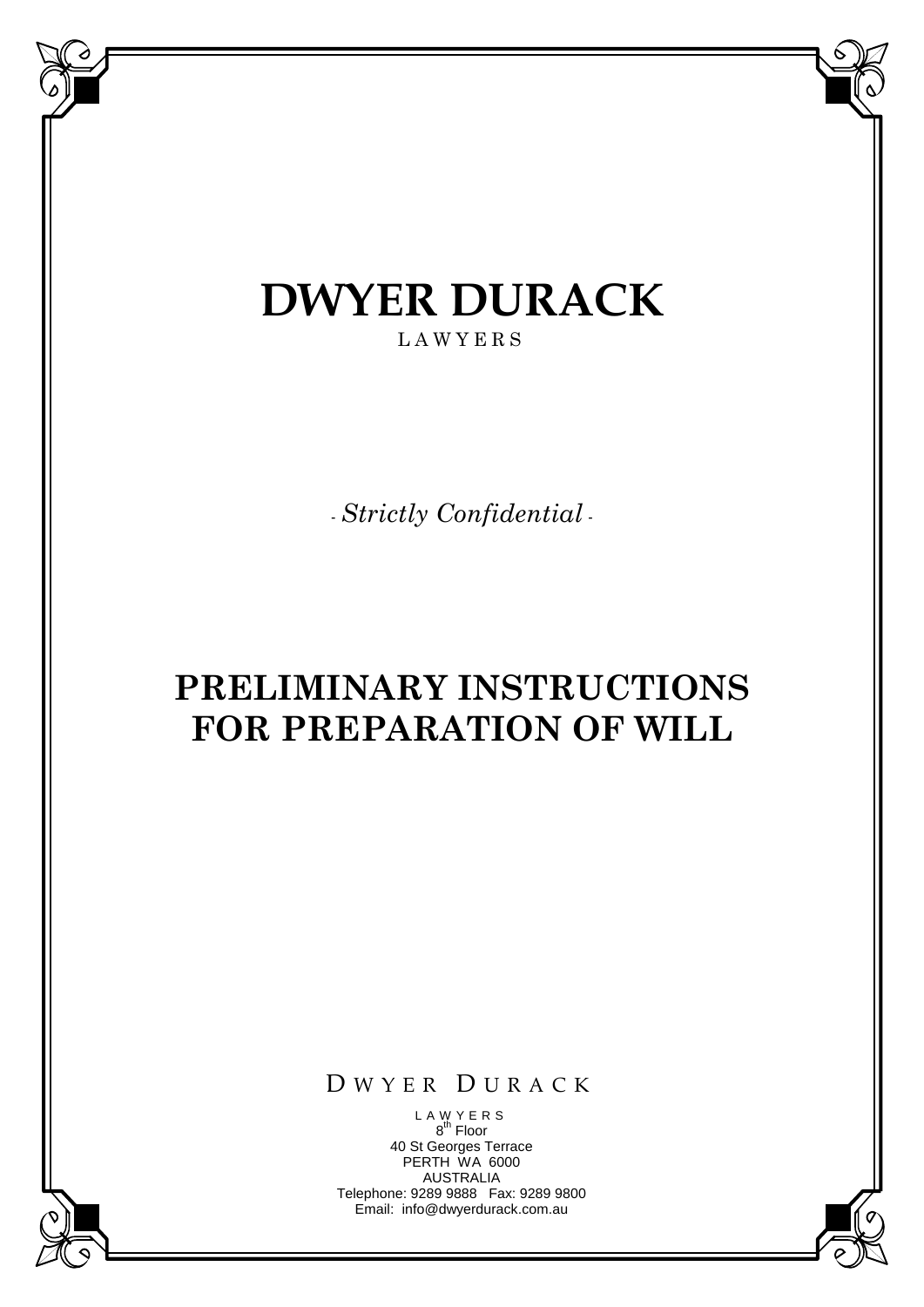# DWYER DURACK

LAWYERS

*- Strictly Confidential -*

# PRELIMINARY INSTRUCTIONS FOR PREPARATION OF WILL

DWYER DURACK

LAWYERS
8th Floor
40 St Georges Terrace
PERTH WA 6000
AUSTRALIA
Telephone: 9289 9888 Fax: 9289 9800
Email: info@dwyerdurack.com.au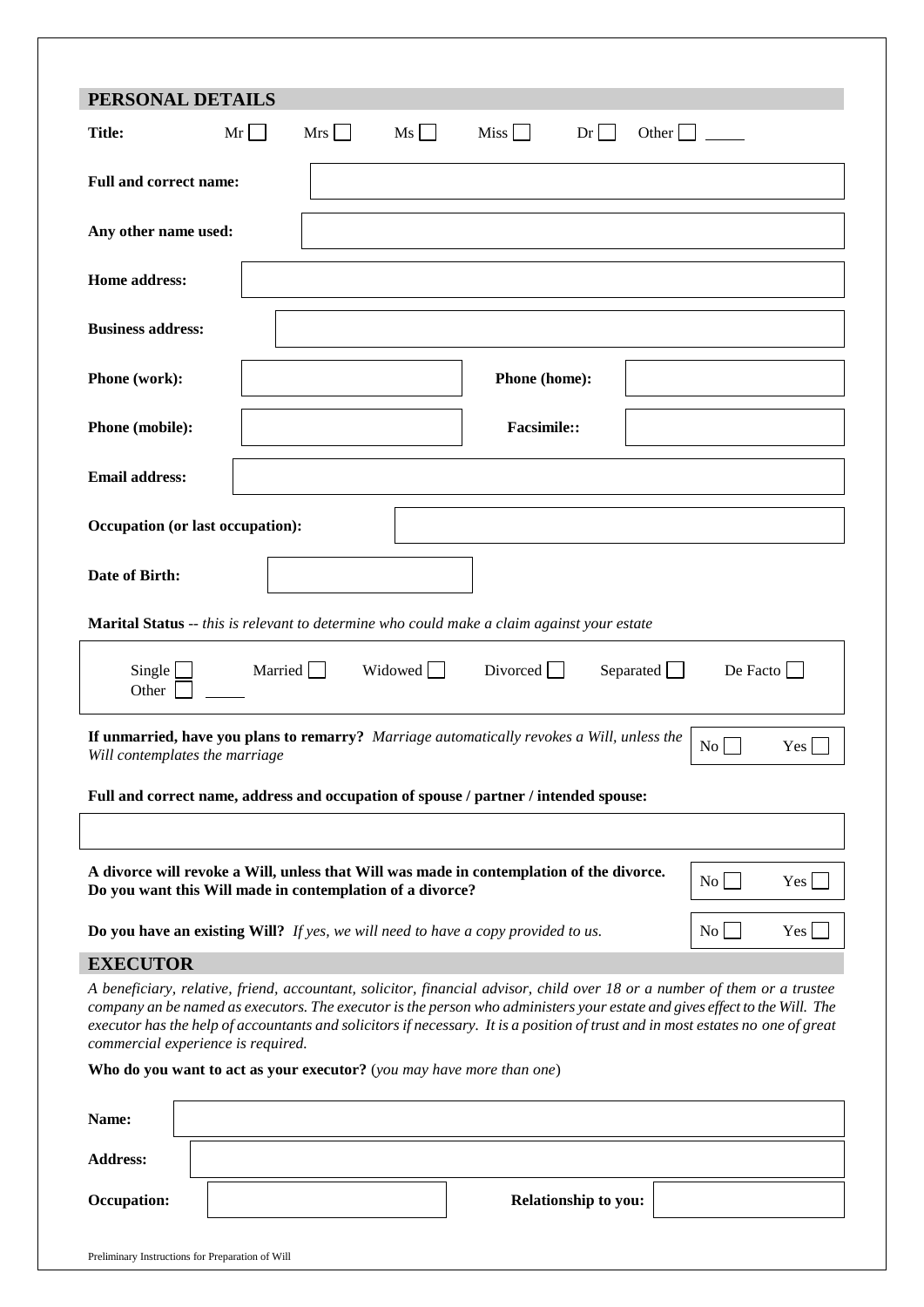## PERSONAL DETAILS

**Title:** Mr ☐ Mrs ☐ Ms ☐ Miss ☐ Dr ☐ Other ☐ _____

**Full and correct name:**

**Any other name used:**

**Home address:**

**Business address:**

**Phone (work):** &nbsp;&nbsp;&nbsp;&nbsp; **Phone (home):**

**Phone (mobile):** &nbsp;&nbsp;&nbsp;&nbsp; **Facsimile::**

**Email address:**

**Occupation (or last occupation):**

**Date of Birth:**

**Marital Status** -- *this is relevant to determine who could make a claim against your estate*

Single ☐ Married ☐ Widowed ☐ Divorced ☐ Separated ☐ De Facto ☐
Other ☐ _____

**If unmarried, have you plans to remarry?** *Marriage automatically revokes a Will, unless the Will contemplates the marriage* No ☐ Yes ☐

**Full and correct name, address and occupation of spouse / partner / intended spouse:**

**A divorce will revoke a Will, unless that Will was made in contemplation of the divorce. Do you want this Will made in contemplation of a divorce?** No ☐ Yes ☐

**Do you have an existing Will?** *If yes, we will need to have a copy provided to us.* No ☐ Yes ☐

## EXECUTOR

*A beneficiary, relative, friend, accountant, solicitor, financial advisor, child over 18 or a number of them or a trustee company an be named as executors. The executor is the person who administers your estate and gives effect to the Will. The executor has the help of accountants and solicitors if necessary. It is a position of trust and in most estates no one of great commercial experience is required.*

**Who do you want to act as your executor?** (*you may have more than one*)

**Name:**

**Address:**

**Occupation:** &nbsp;&nbsp;&nbsp;&nbsp; **Relationship to you:**

Preliminary Instructions for Preparation of Will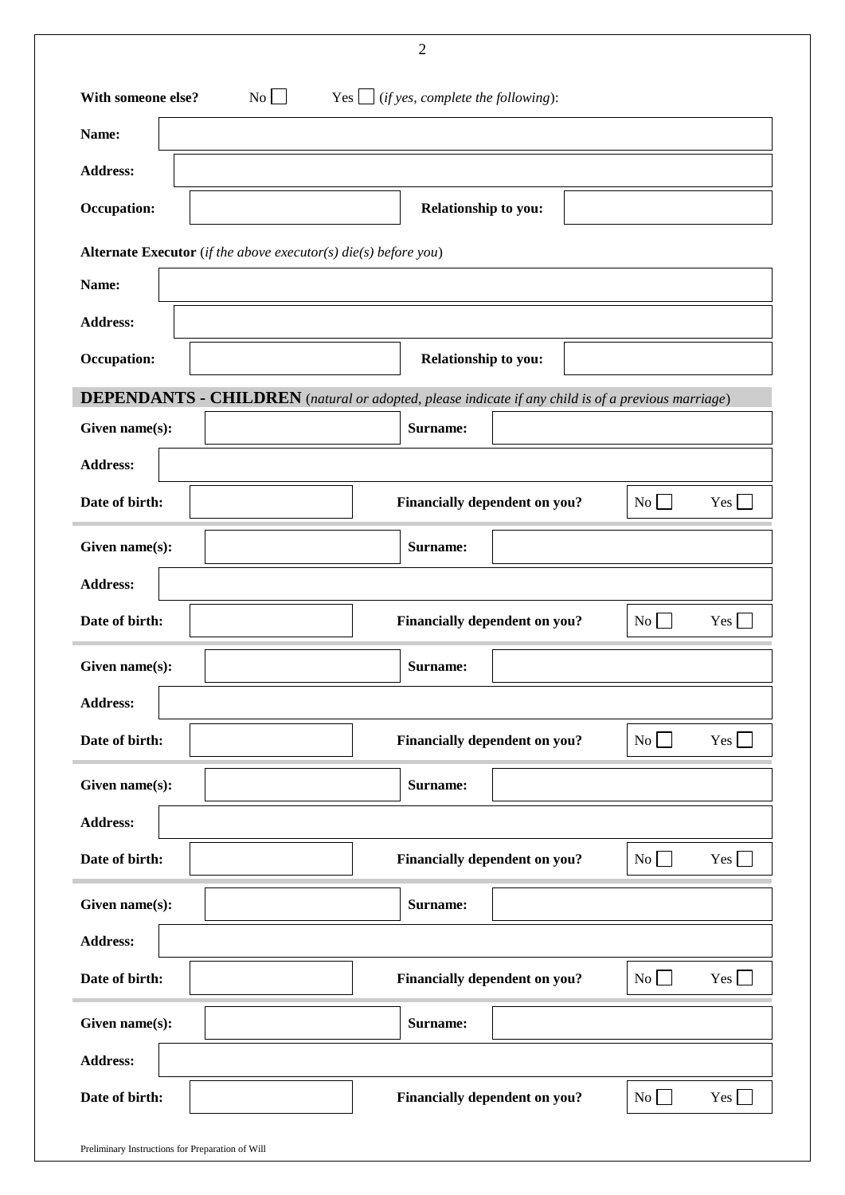**With someone else?** No ☐ Yes ☐ (*if yes, complete the following*):

**Name:**

**Address:**

**Occupation:** **Relationship to you:**

**Alternate Executor** (*if the above executor(s) die(s) before you*)

**Name:**

**Address:**

**Occupation:** **Relationship to you:**

## DEPENDANTS - CHILDREN (*natural or adopted, please indicate if any child is of a previous marriage*)

**Given name(s):** **Surname:**

**Address:**

**Date of birth:** **Financially dependent on you?** No ☐ Yes ☐

---

**Given name(s):** **Surname:**

**Address:**

**Date of birth:** **Financially dependent on you?** No ☐ Yes ☐

---

**Given name(s):** **Surname:**

**Address:**

**Date of birth:** **Financially dependent on you?** No ☐ Yes ☐

---

**Given name(s):** **Surname:**

**Address:**

**Date of birth:** **Financially dependent on you?** No ☐ Yes ☐

---

**Given name(s):** **Surname:**

**Address:**

**Date of birth:** **Financially dependent on you?** No ☐ Yes ☐

---

**Given name(s):** **Surname:**

**Address:**

**Date of birth:** **Financially dependent on you?** No ☐ Yes ☐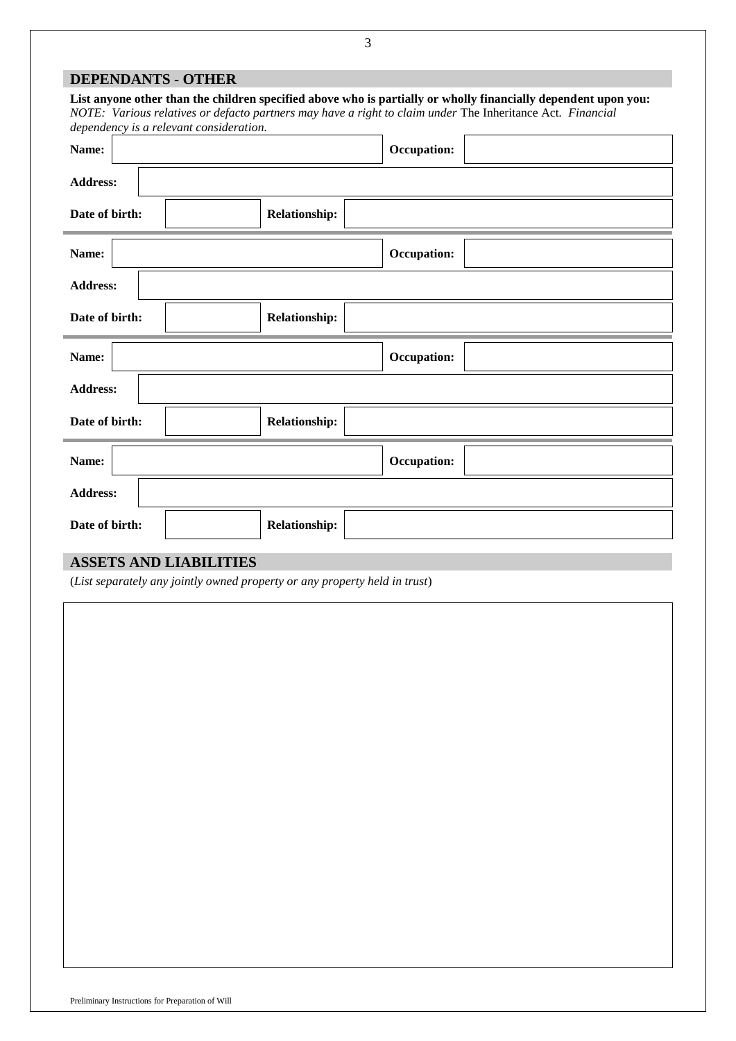## DEPENDANTS - OTHER

**List anyone other than the children specified above who is partially or wholly financially dependent upon you:**
*NOTE: Various relatives or defacto partners may have a right to claim under* The Inheritance Act*. Financial dependency is a relevant consideration.*

| **Name:** | | **Occupation:** | |
|---|---|---|---|
| **Address:** | | | |
| **Date of birth:** | | **Relationship:** | |

| **Name:** | | **Occupation:** | |
|---|---|---|---|
| **Address:** | | | |
| **Date of birth:** | | **Relationship:** | |

| **Name:** | | **Occupation:** | |
|---|---|---|---|
| **Address:** | | | |
| **Date of birth:** | | **Relationship:** | |

| **Name:** | | **Occupation:** | |
|---|---|---|---|
| **Address:** | | | |
| **Date of birth:** | | **Relationship:** | |

## ASSETS AND LIABILITIES

(*List separately any jointly owned property or any property held in trust*)

Preliminary Instructions for Preparation of Will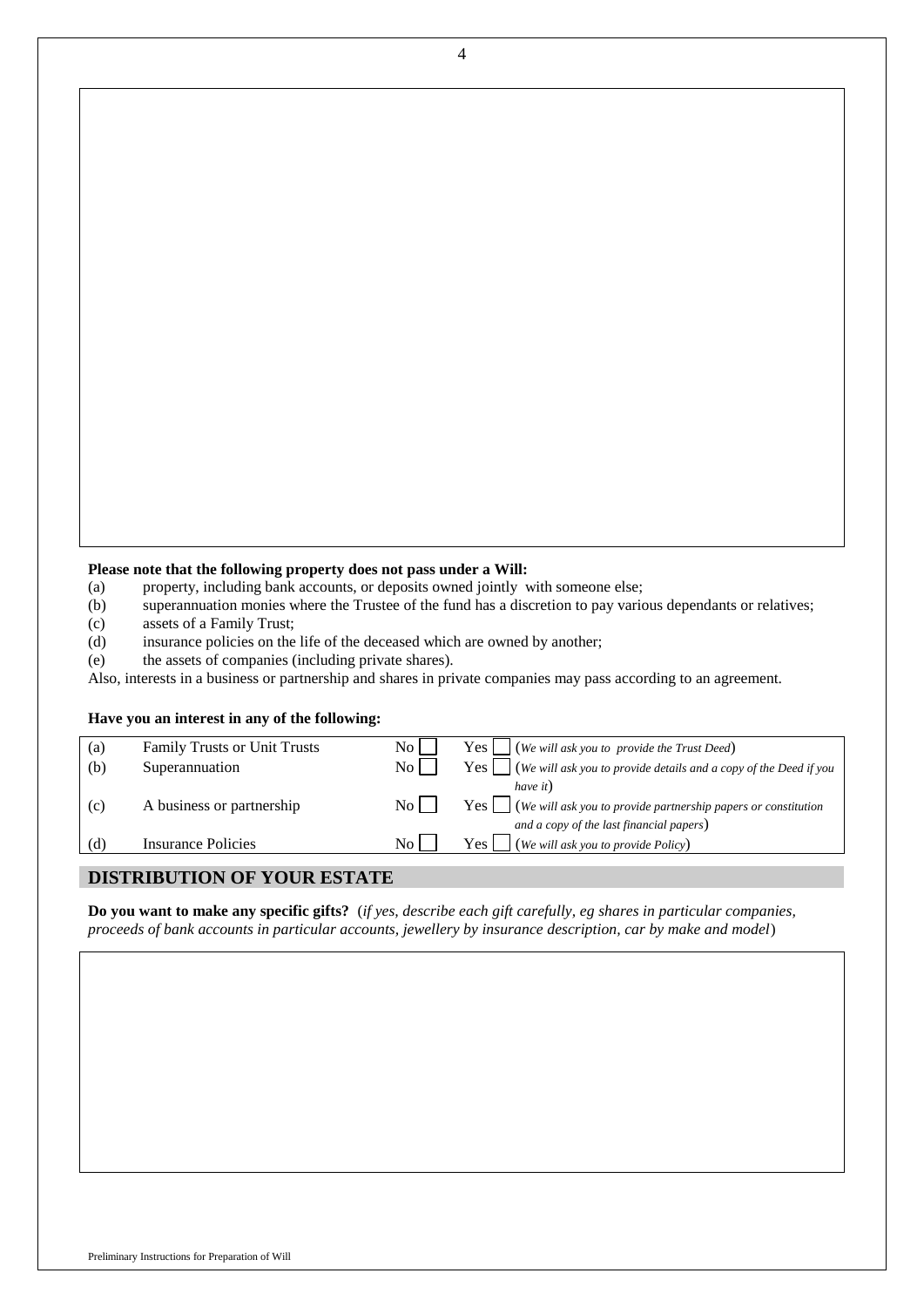**Please note that the following property does not pass under a Will:**

(a) property, including bank accounts, or deposits owned jointly with someone else;
(b) superannuation monies where the Trustee of the fund has a discretion to pay various dependants or relatives;
(c) assets of a Family Trust;
(d) insurance policies on the life of the deceased which are owned by another;
(e) the assets of companies (including private shares).

Also, interests in a business or partnership and shares in private companies may pass according to an agreement.

**Have you an interest in any of the following:**

| | | | |
|---|---|---|---|
| (a) | Family Trusts or Unit Trusts | No ☐ | Yes ☐ (*We will ask you to provide the Trust Deed*) |
| (b) | Superannuation | No ☐ | Yes ☐ (*We will ask you to provide details and a copy of the Deed if you have it*) |
| (c) | A business or partnership | No ☐ | Yes ☐ (*We will ask you to provide partnership papers or constitution and a copy of the last financial papers*) |
| (d) | Insurance Policies | No ☐ | Yes ☐ (*We will ask you to provide Policy*) |

## DISTRIBUTION OF YOUR ESTATE

**Do you want to make any specific gifts?** (*if yes, describe each gift carefully, eg shares in particular companies, proceeds of bank accounts in particular accounts, jewellery by insurance description, car by make and model*)

Preliminary Instructions for Preparation of Will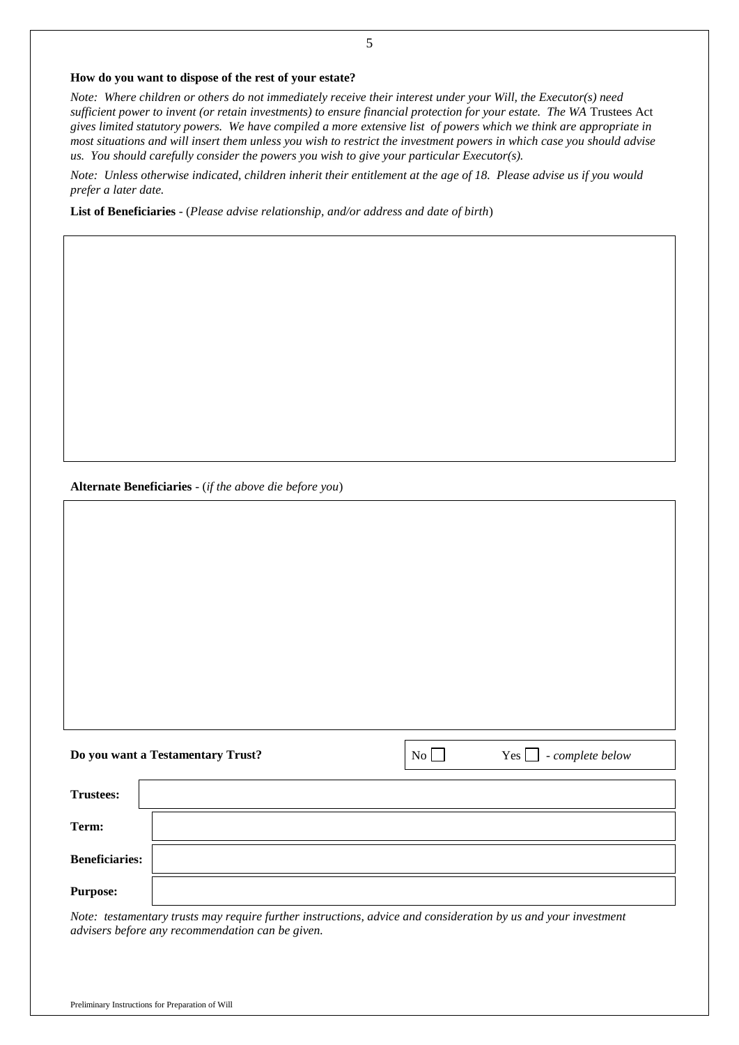**How do you want to dispose of the rest of your estate?**

*Note: Where children or others do not immediately receive their interest under your Will, the Executor(s) need sufficient power to invent (or retain investments) to ensure financial protection for your estate. The WA* Trustees Act *gives limited statutory powers. We have compiled a more extensive list of powers which we think are appropriate in most situations and will insert them unless you wish to restrict the investment powers in which case you should advise us. You should carefully consider the powers you wish to give your particular Executor(s).*

*Note: Unless otherwise indicated, children inherit their entitlement at the age of 18. Please advise us if you would prefer a later date.*

**List of Beneficiaries** - (*Please advise relationship, and/or address and date of birth*)

| |
|---|
| |

**Alternate Beneficiaries** - (*if the above die before you*)

| |
|---|
| |

**Do you want a Testamentary Trust?** No ☐ Yes ☐ - *complete below*

| | |
|---|---|
| **Trustees:** | |
| **Term:** | |
| **Beneficiaries:** | |
| **Purpose:** | |

*Note: testamentary trusts may require further instructions, advice and consideration by us and your investment advisers before any recommendation can be given.*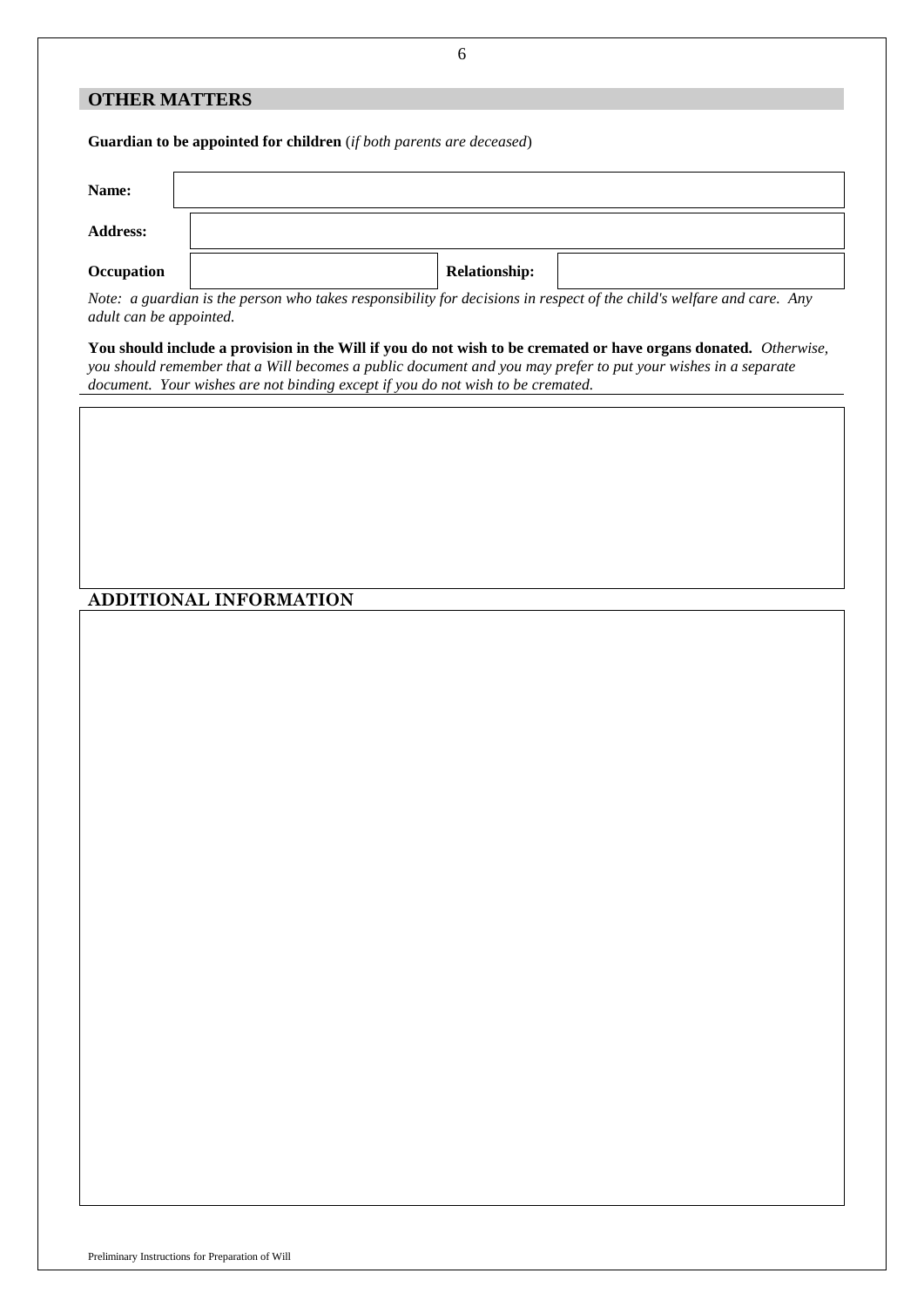## OTHER MATTERS

**Guardian to be appointed for children** (*if both parents are deceased*)

| **Name:** | | | |
|---|---|---|---|
| **Address:** | | | |
| **Occupation** | | **Relationship:** | |

*Note: a guardian is the person who takes responsibility for decisions in respect of the child's welfare and care. Any adult can be appointed.*

**You should include a provision in the Will if you do not wish to be cremated or have organs donated.** *Otherwise, you should remember that a Will becomes a public document and you may prefer to put your wishes in a separate document. Your wishes are not binding except if you do not wish to be cremated.*

## ADDITIONAL INFORMATION

Preliminary Instructions for Preparation of Will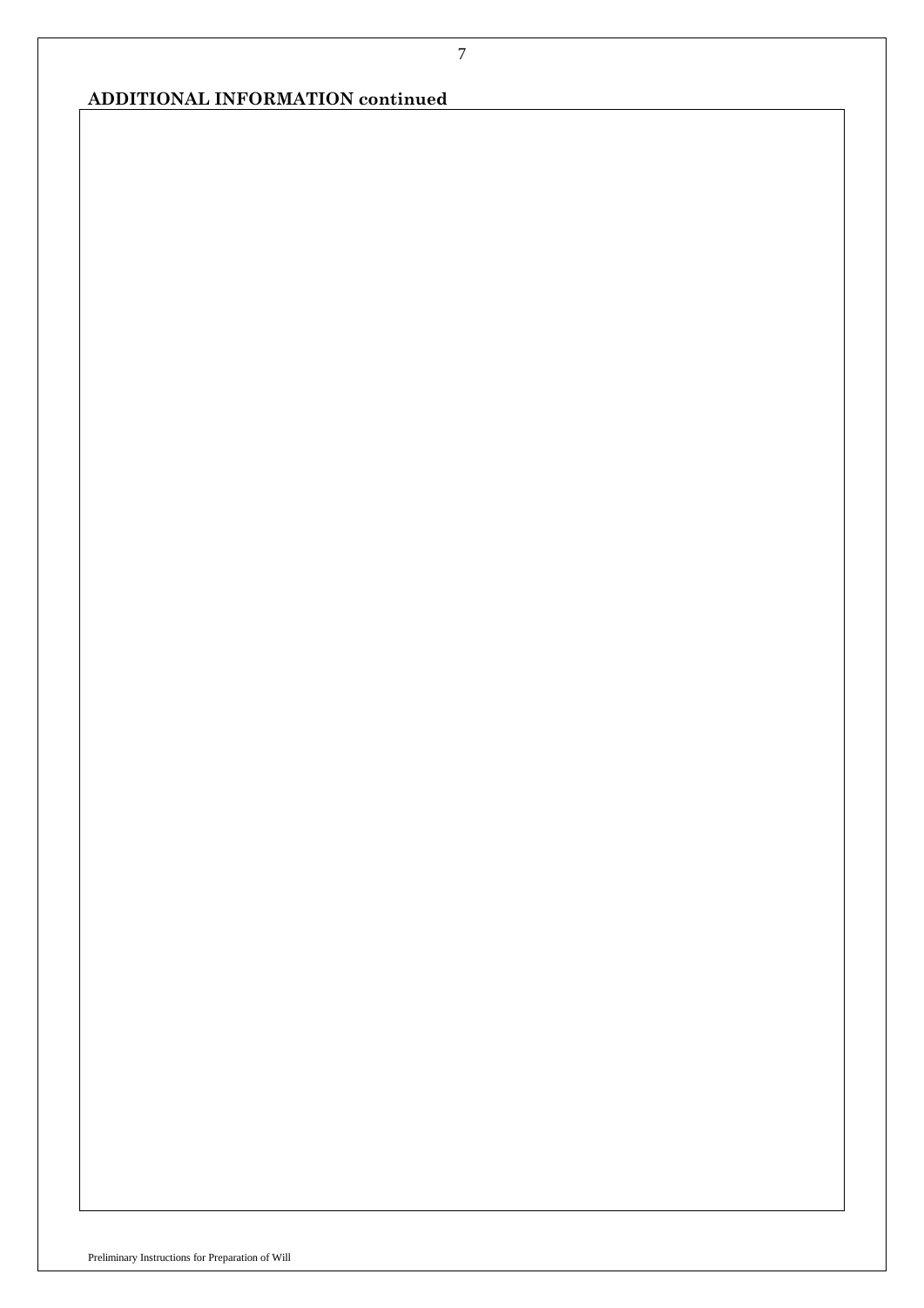**ADDITIONAL INFORMATION continued**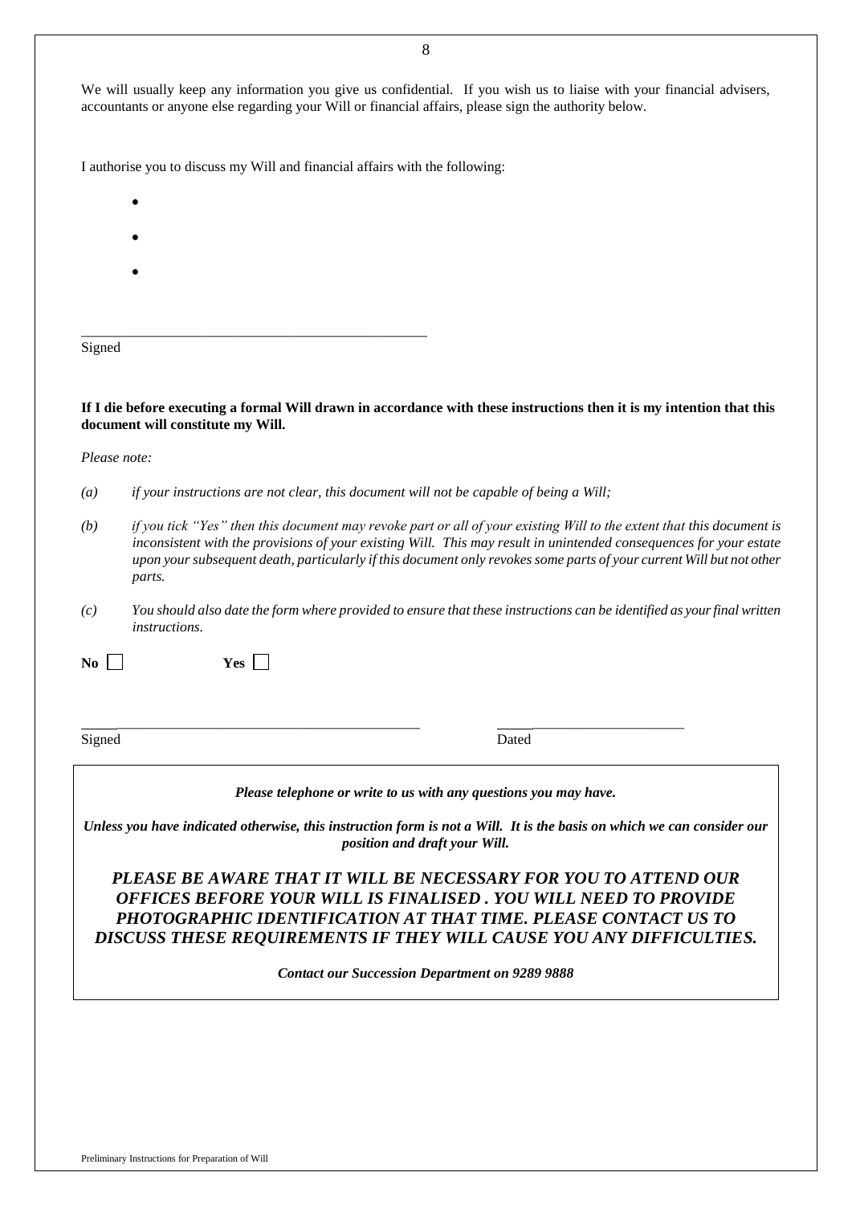We will usually keep any information you give us confidential. If you wish us to liaise with your financial advisers, accountants or anyone else regarding your Will or financial affairs, please sign the authority below.

I authorise you to discuss my Will and financial affairs with the following:

- 
- 
- 

\_\_\_\_\_\_\_\_\_\_\_\_\_\_\_\_\_\_\_\_\_\_\_\_\_\_\_\_\_\_\_\_\_\_\_\_\_\_\_\_\_\_\_\_\_\_\_\_

Signed

**If I die before executing a formal Will drawn in accordance with these instructions then it is my intention that this document will constitute my Will.**

*Please note:*

*(a)* *if your instructions are not clear, this document will not be capable of being a Will;*

*(b)* *if you tick "Yes" then this document may revoke part or all of your existing Will to the extent that this document is inconsistent with the provisions of your existing Will. This may result in unintended consequences for your estate upon your subsequent death, particularly if this document only revokes some parts of your current Will but not other parts.*

*(c)* *You should also date the form where provided to ensure that these instructions can be identified as your final written instructions.*

**No** ☐ **Yes** ☐

\_\_\_\_\_\_\_\_\_\_\_\_\_\_\_\_\_\_\_\_\_\_\_\_\_\_\_\_\_\_\_\_\_\_\_\_\_\_\_\_\_\_\_\_\_\_\_\_ \_\_\_\_\_\_\_\_\_\_\_\_\_\_\_\_\_\_\_\_\_\_\_\_\_\_

Signed Dated

***Please telephone or write to us with any questions you may have.***

***Unless you have indicated otherwise, this instruction form is not a Will. It is the basis on which we can consider our position and draft your Will.***

***PLEASE BE AWARE THAT IT WILL BE NECESSARY FOR YOU TO ATTEND OUR OFFICES BEFORE YOUR WILL IS FINALISED . YOU WILL NEED TO PROVIDE PHOTOGRAPHIC IDENTIFICATION AT THAT TIME. PLEASE CONTACT US TO DISCUSS THESE REQUIREMENTS IF THEY WILL CAUSE YOU ANY DIFFICULTIES.***

***Contact our Succession Department on 9289 9888***